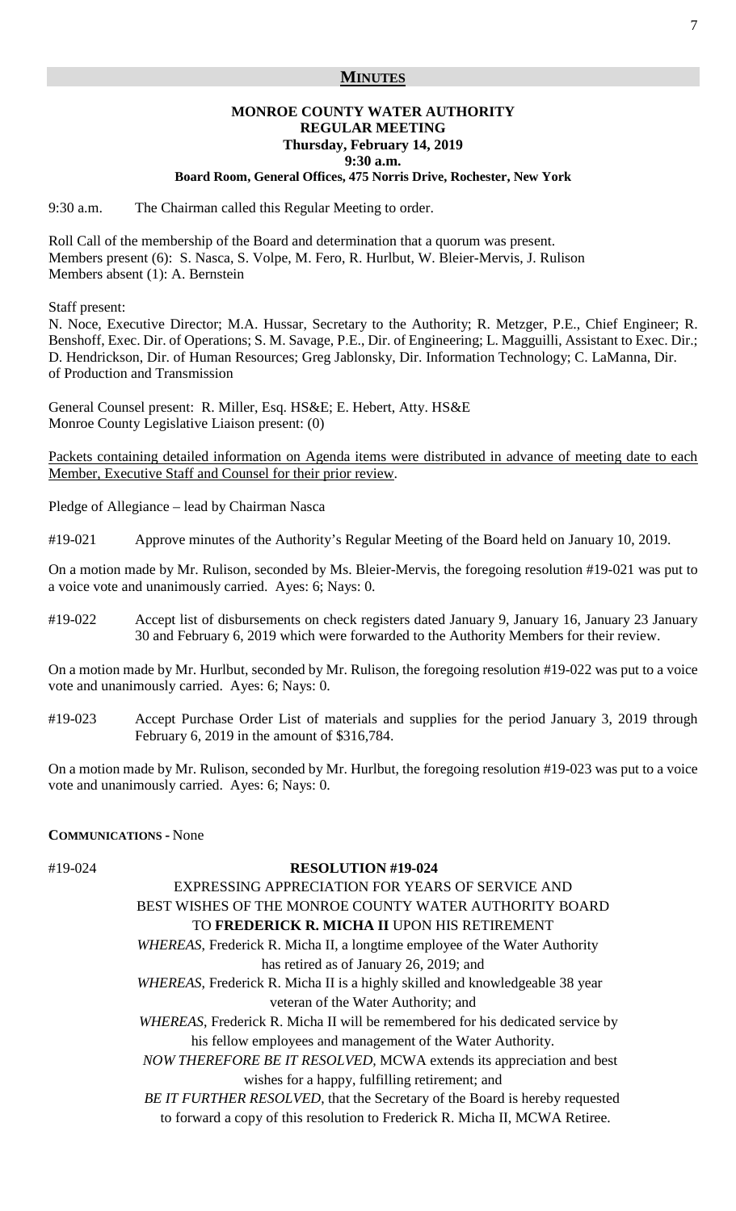## MINUTES

**MONROE COUNTY WATER AUTHORITY**
**REGULAR MEETING**
**Thursday, February 14, 2019**
**9:30 a.m.**
**Board Room, General Offices, 475 Norris Drive, Rochester, New York**

9:30 a.m. The Chairman called this Regular Meeting to order.

Roll Call of the membership of the Board and determination that a quorum was present.
Members present (6): S. Nasca, S. Volpe, M. Fero, R. Hurlbut, W. Bleier-Mervis, J. Rulison
Members absent (1): A. Bernstein

Staff present:
N. Noce, Executive Director; M.A. Hussar, Secretary to the Authority; R. Metzger, P.E., Chief Engineer; R. Benshoff, Exec. Dir. of Operations; S. M. Savage, P.E., Dir. of Engineering; L. Magguilli, Assistant to Exec. Dir.; D. Hendrickson, Dir. of Human Resources; Greg Jablonsky, Dir. Information Technology; C. LaManna, Dir. of Production and Transmission

General Counsel present: R. Miller, Esq. HS&E; E. Hebert, Atty. HS&E
Monroe County Legislative Liaison present: (0)

Packets containing detailed information on Agenda items were distributed in advance of meeting date to each Member, Executive Staff and Counsel for their prior review.

Pledge of Allegiance – lead by Chairman Nasca

#19-021 Approve minutes of the Authority's Regular Meeting of the Board held on January 10, 2019.

On a motion made by Mr. Rulison, seconded by Ms. Bleier-Mervis, the foregoing resolution #19-021 was put to a voice vote and unanimously carried. Ayes: 6; Nays: 0.

#19-022 Accept list of disbursements on check registers dated January 9, January 16, January 23 January 30 and February 6, 2019 which were forwarded to the Authority Members for their review.

On a motion made by Mr. Hurlbut, seconded by Mr. Rulison, the foregoing resolution #19-022 was put to a voice vote and unanimously carried. Ayes: 6; Nays: 0.

#19-023 Accept Purchase Order List of materials and supplies for the period January 3, 2019 through February 6, 2019 in the amount of $316,784.

On a motion made by Mr. Rulison, seconded by Mr. Hurlbut, the foregoing resolution #19-023 was put to a voice vote and unanimously carried. Ayes: 6; Nays: 0.

**COMMUNICATIONS -** None

#19-024

**RESOLUTION #19-024**

EXPRESSING APPRECIATION FOR YEARS OF SERVICE AND
BEST WISHES OF THE MONROE COUNTY WATER AUTHORITY BOARD
TO **FREDERICK R. MICHA II** UPON HIS RETIREMENT

*WHEREAS,* Frederick R. Micha II, a longtime employee of the Water Authority has retired as of January 26, 2019; and

*WHEREAS,* Frederick R. Micha II is a highly skilled and knowledgeable 38 year veteran of the Water Authority; and

*WHEREAS,* Frederick R. Micha II will be remembered for his dedicated service by his fellow employees and management of the Water Authority.

*NOW THEREFORE BE IT RESOLVED,* MCWA extends its appreciation and best wishes for a happy, fulfilling retirement; and

*BE IT FURTHER RESOLVED*, that the Secretary of the Board is hereby requested to forward a copy of this resolution to Frederick R. Micha II, MCWA Retiree.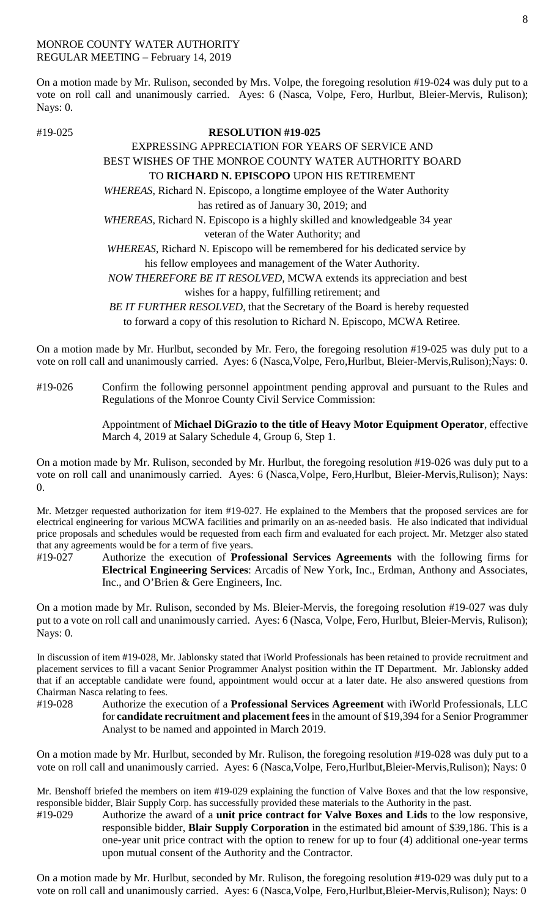MONROE COUNTY WATER AUTHORITY
REGULAR MEETING – February 14, 2019

On a motion made by Mr. Rulison, seconded by Mrs. Volpe, the foregoing resolution #19-024 was duly put to a vote on roll call and unanimously carried. Ayes: 6 (Nasca, Volpe, Fero, Hurlbut, Bleier-Mervis, Rulison); Nays: 0.

#19-025 **RESOLUTION #19-025**

EXPRESSING APPRECIATION FOR YEARS OF SERVICE AND BEST WISHES OF THE MONROE COUNTY WATER AUTHORITY BOARD TO **RICHARD N. EPISCOPO** UPON HIS RETIREMENT

*WHEREAS*, Richard N. Episcopo, a longtime employee of the Water Authority has retired as of January 30, 2019; and

*WHEREAS*, Richard N. Episcopo is a highly skilled and knowledgeable 34 year veteran of the Water Authority; and

*WHEREAS*, Richard N. Episcopo will be remembered for his dedicated service by his fellow employees and management of the Water Authority.

*NOW THEREFORE BE IT RESOLVED*, MCWA extends its appreciation and best wishes for a happy, fulfilling retirement; and

*BE IT FURTHER RESOLVED*, that the Secretary of the Board is hereby requested to forward a copy of this resolution to Richard N. Episcopo, MCWA Retiree.

On a motion made by Mr. Hurlbut, seconded by Mr. Fero, the foregoing resolution #19-025 was duly put to a vote on roll call and unanimously carried. Ayes: 6 (Nasca,Volpe, Fero,Hurlbut, Bleier-Mervis,Rulison);Nays: 0.

#19-026 Confirm the following personnel appointment pending approval and pursuant to the Rules and Regulations of the Monroe County Civil Service Commission:

Appointment of **Michael DiGrazio to the title of Heavy Motor Equipment Operator**, effective March 4, 2019 at Salary Schedule 4, Group 6, Step 1.

On a motion made by Mr. Rulison, seconded by Mr. Hurlbut, the foregoing resolution #19-026 was duly put to a vote on roll call and unanimously carried. Ayes: 6 (Nasca,Volpe, Fero,Hurlbut, Bleier-Mervis,Rulison); Nays: 0.

Mr. Metzger requested authorization for item #19-027. He explained to the Members that the proposed services are for electrical engineering for various MCWA facilities and primarily on an as-needed basis. He also indicated that individual price proposals and schedules would be requested from each firm and evaluated for each project. Mr. Metzger also stated that any agreements would be for a term of five years.

#19-027 Authorize the execution of **Professional Services Agreements** with the following firms for **Electrical Engineering Services**: Arcadis of New York, Inc., Erdman, Anthony and Associates, Inc., and O'Brien & Gere Engineers, Inc.

On a motion made by Mr. Rulison, seconded by Ms. Bleier-Mervis, the foregoing resolution #19-027 was duly put to a vote on roll call and unanimously carried. Ayes: 6 (Nasca, Volpe, Fero, Hurlbut, Bleier-Mervis, Rulison); Nays: 0.

In discussion of item #19-028, Mr. Jablonsky stated that iWorld Professionals has been retained to provide recruitment and placement services to fill a vacant Senior Programmer Analyst position within the IT Department. Mr. Jablonsky added that if an acceptable candidate were found, appointment would occur at a later date. He also answered questions from Chairman Nasca relating to fees.

#19-028 Authorize the execution of a **Professional Services Agreement** with iWorld Professionals, LLC for **candidate recruitment and placement fees** in the amount of $19,394 for a Senior Programmer Analyst to be named and appointed in March 2019.

On a motion made by Mr. Hurlbut, seconded by Mr. Rulison, the foregoing resolution #19-028 was duly put to a vote on roll call and unanimously carried. Ayes: 6 (Nasca,Volpe, Fero,Hurlbut,Bleier-Mervis,Rulison); Nays: 0

Mr. Benshoff briefed the members on item #19-029 explaining the function of Valve Boxes and that the low responsive, responsible bidder, Blair Supply Corp. has successfully provided these materials to the Authority in the past.

#19-029 Authorize the award of a **unit price contract for Valve Boxes and Lids** to the low responsive, responsible bidder, **Blair Supply Corporation** in the estimated bid amount of $39,186. This is a one-year unit price contract with the option to renew for up to four (4) additional one-year terms upon mutual consent of the Authority and the Contractor.

On a motion made by Mr. Hurlbut, seconded by Mr. Rulison, the foregoing resolution #19-029 was duly put to a vote on roll call and unanimously carried. Ayes: 6 (Nasca,Volpe, Fero,Hurlbut,Bleier-Mervis,Rulison); Nays: 0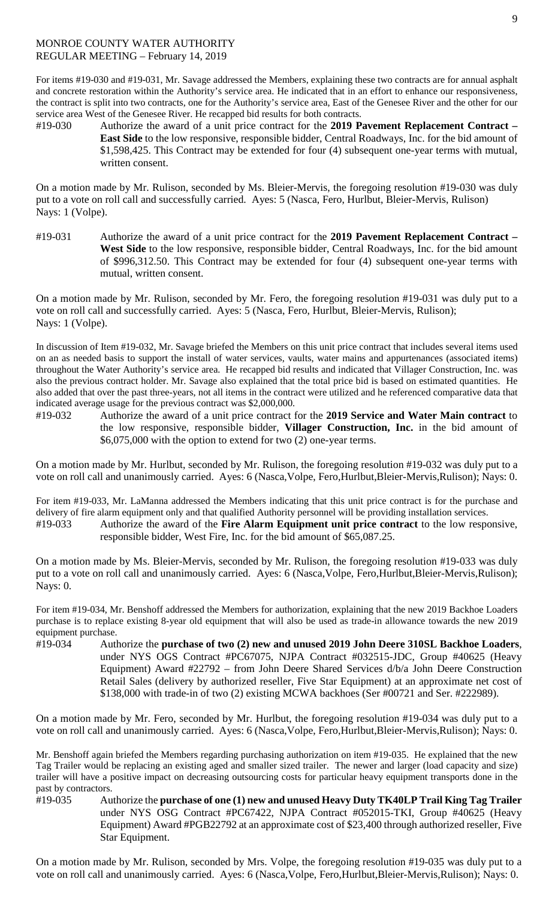MONROE COUNTY WATER AUTHORITY
REGULAR MEETING – February 14, 2019

For items #19-030 and #19-031, Mr. Savage addressed the Members, explaining these two contracts are for annual asphalt and concrete restoration within the Authority's service area. He indicated that in an effort to enhance our responsiveness, the contract is split into two contracts, one for the Authority's service area, East of the Genesee River and the other for our service area West of the Genesee River. He recapped bid results for both contracts.

#19-030 Authorize the award of a unit price contract for the **2019 Pavement Replacement Contract – East Side** to the low responsive, responsible bidder, Central Roadways, Inc. for the bid amount of $1,598,425. This Contract may be extended for four (4) subsequent one-year terms with mutual, written consent.

On a motion made by Mr. Rulison, seconded by Ms. Bleier-Mervis, the foregoing resolution #19-030 was duly put to a vote on roll call and successfully carried. Ayes: 5 (Nasca, Fero, Hurlbut, Bleier-Mervis, Rulison) Nays: 1 (Volpe).

#19-031 Authorize the award of a unit price contract for the **2019 Pavement Replacement Contract – West Side** to the low responsive, responsible bidder, Central Roadways, Inc. for the bid amount of $996,312.50. This Contract may be extended for four (4) subsequent one-year terms with mutual, written consent.

On a motion made by Mr. Rulison, seconded by Mr. Fero, the foregoing resolution #19-031 was duly put to a vote on roll call and successfully carried. Ayes: 5 (Nasca, Fero, Hurlbut, Bleier-Mervis, Rulison); Nays: 1 (Volpe).

In discussion of Item #19-032, Mr. Savage briefed the Members on this unit price contract that includes several items used on an as needed basis to support the install of water services, vaults, water mains and appurtenances (associated items) throughout the Water Authority's service area. He recapped bid results and indicated that Villager Construction, Inc. was also the previous contract holder. Mr. Savage also explained that the total price bid is based on estimated quantities. He also added that over the past three-years, not all items in the contract were utilized and he referenced comparative data that indicated average usage for the previous contract was $2,000,000.

#19-032 Authorize the award of a unit price contract for the **2019 Service and Water Main contract** to the low responsive, responsible bidder, **Villager Construction, Inc.** in the bid amount of $6,075,000 with the option to extend for two (2) one-year terms.

On a motion made by Mr. Hurlbut, seconded by Mr. Rulison, the foregoing resolution #19-032 was duly put to a vote on roll call and unanimously carried. Ayes: 6 (Nasca,Volpe, Fero,Hurlbut,Bleier-Mervis,Rulison); Nays: 0.

For item #19-033, Mr. LaManna addressed the Members indicating that this unit price contract is for the purchase and delivery of fire alarm equipment only and that qualified Authority personnel will be providing installation services.

#19-033 Authorize the award of the **Fire Alarm Equipment unit price contract** to the low responsive, responsible bidder, West Fire, Inc. for the bid amount of $65,087.25.

On a motion made by Ms. Bleier-Mervis, seconded by Mr. Rulison, the foregoing resolution #19-033 was duly put to a vote on roll call and unanimously carried. Ayes: 6 (Nasca,Volpe, Fero,Hurlbut,Bleier-Mervis,Rulison); Nays: 0.

For item #19-034, Mr. Benshoff addressed the Members for authorization, explaining that the new 2019 Backhoe Loaders purchase is to replace existing 8-year old equipment that will also be used as trade-in allowance towards the new 2019 equipment purchase.

#19-034 Authorize the **purchase of two (2) new and unused 2019 John Deere 310SL Backhoe Loaders**, under NYS OGS Contract #PC67075, NJPA Contract #032515-JDC, Group #40625 (Heavy Equipment) Award #22792 – from John Deere Shared Services d/b/a John Deere Construction Retail Sales (delivery by authorized reseller, Five Star Equipment) at an approximate net cost of $138,000 with trade-in of two (2) existing MCWA backhoes (Ser #00721 and Ser. #222989).

On a motion made by Mr. Fero, seconded by Mr. Hurlbut, the foregoing resolution #19-034 was duly put to a vote on roll call and unanimously carried. Ayes: 6 (Nasca,Volpe, Fero,Hurlbut,Bleier-Mervis,Rulison); Nays: 0.

Mr. Benshoff again briefed the Members regarding purchasing authorization on item #19-035. He explained that the new Tag Trailer would be replacing an existing aged and smaller sized trailer. The newer and larger (load capacity and size) trailer will have a positive impact on decreasing outsourcing costs for particular heavy equipment transports done in the past by contractors.

#19-035 Authorize the **purchase of one (1) new and unused Heavy Duty TK40LP Trail King Tag Trailer** under NYS OSG Contract #PC67422, NJPA Contract #052015-TKI, Group #40625 (Heavy Equipment) Award #PGB22792 at an approximate cost of $23,400 through authorized reseller, Five Star Equipment.

On a motion made by Mr. Rulison, seconded by Mrs. Volpe, the foregoing resolution #19-035 was duly put to a vote on roll call and unanimously carried. Ayes: 6 (Nasca,Volpe, Fero,Hurlbut,Bleier-Mervis,Rulison); Nays: 0.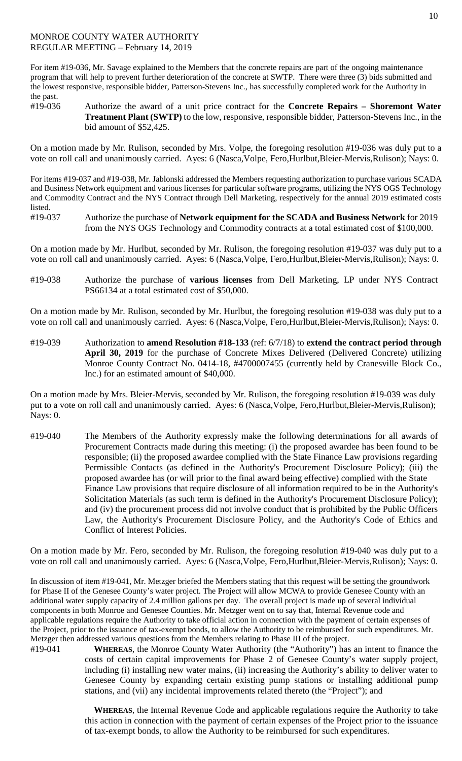MONROE COUNTY WATER AUTHORITY
REGULAR MEETING – February 14, 2019

For item #19-036, Mr. Savage explained to the Members that the concrete repairs are part of the ongoing maintenance program that will help to prevent further deterioration of the concrete at SWTP. There were three (3) bids submitted and the lowest responsive, responsible bidder, Patterson-Stevens Inc., has successfully completed work for the Authority in the past.

#19-036 Authorize the award of a unit price contract for the **Concrete Repairs – Shoremont Water Treatment Plant (SWTP)** to the low, responsive, responsible bidder, Patterson-Stevens Inc., in the bid amount of $52,425.

On a motion made by Mr. Rulison, seconded by Mrs. Volpe, the foregoing resolution #19-036 was duly put to a vote on roll call and unanimously carried. Ayes: 6 (Nasca,Volpe, Fero,Hurlbut,Bleier-Mervis,Rulison); Nays: 0.

For items #19-037 and #19-038, Mr. Jablonski addressed the Members requesting authorization to purchase various SCADA and Business Network equipment and various licenses for particular software programs, utilizing the NYS OGS Technology and Commodity Contract and the NYS Contract through Dell Marketing, respectively for the annual 2019 estimated costs listed.

#19-037 Authorize the purchase of **Network equipment for the SCADA and Business Network** for 2019 from the NYS OGS Technology and Commodity contracts at a total estimated cost of $100,000.

On a motion made by Mr. Hurlbut, seconded by Mr. Rulison, the foregoing resolution #19-037 was duly put to a vote on roll call and unanimously carried. Ayes: 6 (Nasca,Volpe, Fero,Hurlbut,Bleier-Mervis,Rulison); Nays: 0.

#19-038 Authorize the purchase of **various licenses** from Dell Marketing, LP under NYS Contract PS66134 at a total estimated cost of $50,000.

On a motion made by Mr. Rulison, seconded by Mr. Hurlbut, the foregoing resolution #19-038 was duly put to a vote on roll call and unanimously carried. Ayes: 6 (Nasca,Volpe, Fero,Hurlbut,Bleier-Mervis,Rulison); Nays: 0.

#19-039 Authorization to **amend Resolution #18-133** (ref: 6/7/18) to **extend the contract period through April 30, 2019** for the purchase of Concrete Mixes Delivered (Delivered Concrete) utilizing Monroe County Contract No. 0414-18, #4700007455 (currently held by Cranesville Block Co., Inc.) for an estimated amount of $40,000.

On a motion made by Mrs. Bleier-Mervis, seconded by Mr. Rulison, the foregoing resolution #19-039 was duly put to a vote on roll call and unanimously carried. Ayes: 6 (Nasca,Volpe, Fero,Hurlbut,Bleier-Mervis,Rulison); Nays: 0.

#19-040 The Members of the Authority expressly make the following determinations for all awards of Procurement Contracts made during this meeting: (i) the proposed awardee has been found to be responsible; (ii) the proposed awardee complied with the State Finance Law provisions regarding Permissible Contacts (as defined in the Authority's Procurement Disclosure Policy); (iii) the proposed awardee has (or will prior to the final award being effective) complied with the State Finance Law provisions that require disclosure of all information required to be in the Authority's Solicitation Materials (as such term is defined in the Authority's Procurement Disclosure Policy); and (iv) the procurement process did not involve conduct that is prohibited by the Public Officers Law, the Authority's Procurement Disclosure Policy, and the Authority's Code of Ethics and Conflict of Interest Policies.

On a motion made by Mr. Fero, seconded by Mr. Rulison, the foregoing resolution #19-040 was duly put to a vote on roll call and unanimously carried. Ayes: 6 (Nasca,Volpe, Fero,Hurlbut,Bleier-Mervis,Rulison); Nays: 0.

In discussion of item #19-041, Mr. Metzger briefed the Members stating that this request will be setting the groundwork for Phase II of the Genesee County's water project. The Project will allow MCWA to provide Genesee County with an additional water supply capacity of 2.4 million gallons per day. The overall project is made up of several individual components in both Monroe and Genesee Counties. Mr. Metzger went on to say that, Internal Revenue code and applicable regulations require the Authority to take official action in connection with the payment of certain expenses of the Project, prior to the issuance of tax-exempt bonds, to allow the Authority to be reimbursed for such expenditures. Mr. Metzger then addressed various questions from the Members relating to Phase III of the project.

#19-041 **WHEREAS**, the Monroe County Water Authority (the "Authority") has an intent to finance the costs of certain capital improvements for Phase 2 of Genesee County's water supply project, including (i) installing new water mains, (ii) increasing the Authority's ability to deliver water to Genesee County by expanding certain existing pump stations or installing additional pump stations, and (vii) any incidental improvements related thereto (the "Project"); and

**WHEREAS**, the Internal Revenue Code and applicable regulations require the Authority to take this action in connection with the payment of certain expenses of the Project prior to the issuance of tax-exempt bonds, to allow the Authority to be reimbursed for such expenditures.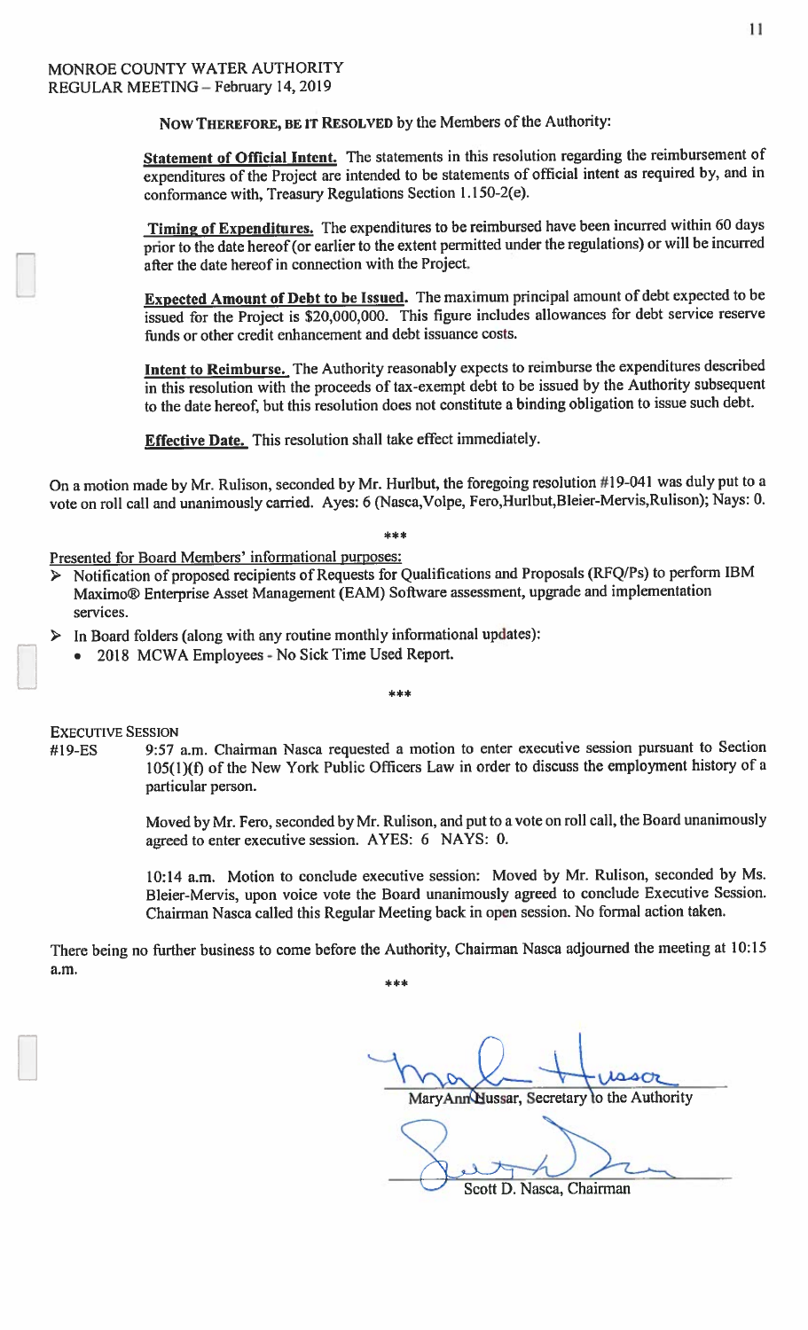MONROE COUNTY WATER AUTHORITY
REGULAR MEETING – February 14, 2019

NOW THEREFORE, BE IT RESOLVED by the Members of the Authority:

**Statement of Official Intent.** The statements in this resolution regarding the reimbursement of expenditures of the Project are intended to be statements of official intent as required by, and in conformance with, Treasury Regulations Section 1.150-2(e).

**Timing of Expenditures.** The expenditures to be reimbursed have been incurred within 60 days prior to the date hereof (or earlier to the extent permitted under the regulations) or will be incurred after the date hereof in connection with the Project.

**Expected Amount of Debt to be Issued.** The maximum principal amount of debt expected to be issued for the Project is $20,000,000. This figure includes allowances for debt service reserve funds or other credit enhancement and debt issuance costs.

**Intent to Reimburse.** The Authority reasonably expects to reimburse the expenditures described in this resolution with the proceeds of tax-exempt debt to be issued by the Authority subsequent to the date hereof, but this resolution does not constitute a binding obligation to issue such debt.

**Effective Date.** This resolution shall take effect immediately.

On a motion made by Mr. Rulison, seconded by Mr. Hurlbut, the foregoing resolution #19-041 was duly put to a vote on roll call and unanimously carried. Ayes: 6 (Nasca,Volpe, Fero,Hurlbut,Bleier-Mervis,Rulison); Nays: 0.

***

Presented for Board Members' informational purposes:

- Notification of proposed recipients of Requests for Qualifications and Proposals (RFQ/Ps) to perform IBM Maximo® Enterprise Asset Management (EAM) Software assessment, upgrade and implementation services.
- In Board folders (along with any routine monthly informational updates):
  - 2018 MCWA Employees - No Sick Time Used Report.

***

EXECUTIVE SESSION

#19-ES 9:57 a.m. Chairman Nasca requested a motion to enter executive session pursuant to Section 105(1)(f) of the New York Public Officers Law in order to discuss the employment history of a particular person.

Moved by Mr. Fero, seconded by Mr. Rulison, and put to a vote on roll call, the Board unanimously agreed to enter executive session. AYES: 6 NAYS: 0.

10:14 a.m. Motion to conclude executive session: Moved by Mr. Rulison, seconded by Ms. Bleier-Mervis, upon voice vote the Board unanimously agreed to conclude Executive Session. Chairman Nasca called this Regular Meeting back in open session. No formal action taken.

There being no further business to come before the Authority, Chairman Nasca adjourned the meeting at 10:15 a.m.

***

MaryAnn Hussar, Secretary to the Authority

Scott D. Nasca, Chairman